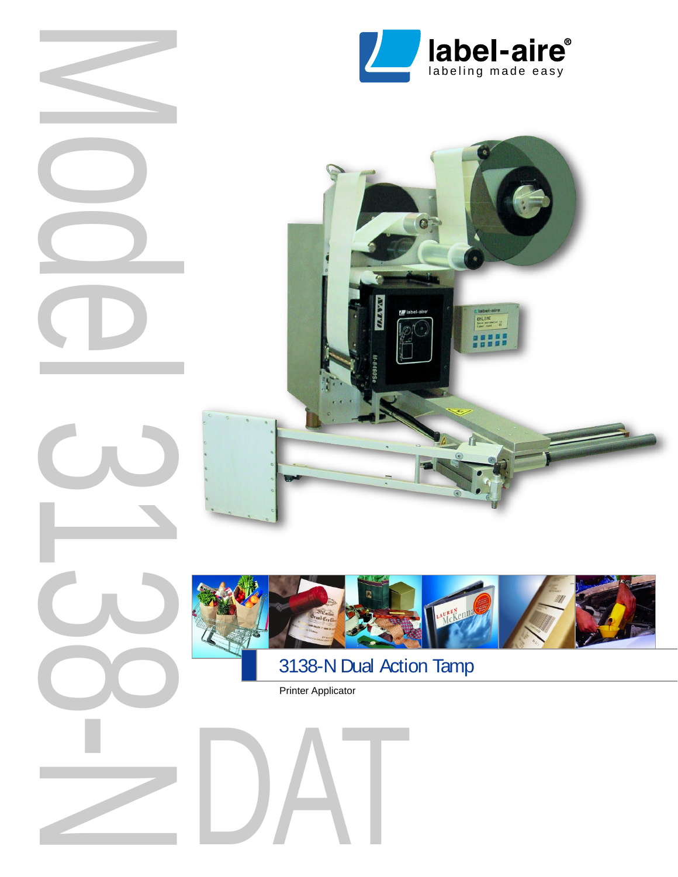Model 3138-N

label-aire®
labeling made easy

# 3138-N Dual Action Tamp

Printer Applicator

DAT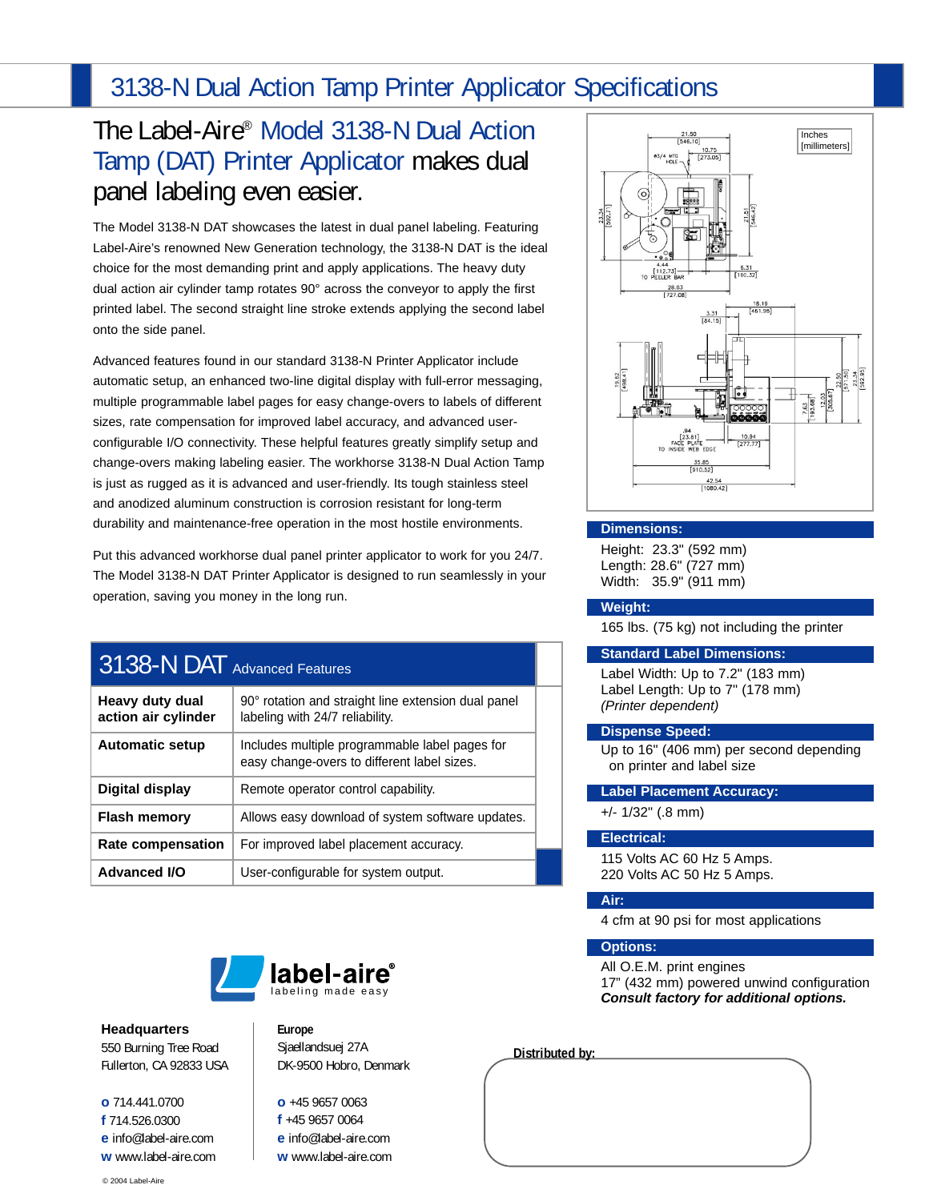# 3138-N Dual Action Tamp Printer Applicator Specifications

## The Label-Aire® Model 3138-N Dual Action Tamp (DAT) Printer Applicator makes dual panel labeling even easier.

The Model 3138-N DAT showcases the latest in dual panel labeling. Featuring Label-Aire's renowned New Generation technology, the 3138-N DAT is the ideal choice for the most demanding print and apply applications. The heavy duty dual action air cylinder tamp rotates 90° across the conveyor to apply the first printed label. The second straight line stroke extends applying the second label onto the side panel.

Advanced features found in our standard 3138-N Printer Applicator include automatic setup, an enhanced two-line digital display with full-error messaging, multiple programmable label pages for easy change-overs to labels of different sizes, rate compensation for improved label accuracy, and advanced user-configurable I/O connectivity. These helpful features greatly simplify setup and change-overs making labeling easier. The workhorse 3138-N Dual Action Tamp is just as rugged as it is advanced and user-friendly. Its tough stainless steel and anodized aluminum construction is corrosion resistant for long-term durability and maintenance-free operation in the most hostile environments.

Put this advanced workhorse dual panel printer applicator to work for you 24/7. The Model 3138-N DAT Printer Applicator is designed to run seamlessly in your operation, saving you money in the long run.

### 3138-N DAT Advanced Features

| | |
|---|---|
| **Heavy duty dual action air cylinder** | 90° rotation and straight line extension dual panel labeling with 24/7 reliability. |
| **Automatic setup** | Includes multiple programmable label pages for easy change-overs to different label sizes. |
| **Digital display** | Remote operator control capability. |
| **Flash memory** | Allows easy download of system software updates. |
| **Rate compensation** | For improved label placement accuracy. |
| **Advanced I/O** | User-configurable for system output. |

Inches [millimeters]

### Dimensions:
Height: 23.3" (592 mm)
Length: 28.6" (727 mm)
Width: 35.9" (911 mm)

### Weight:
165 lbs. (75 kg) not including the printer

### Standard Label Dimensions:
Label Width: Up to 7.2" (183 mm)
Label Length: Up to 7" (178 mm)
*(Printer dependent)*

### Dispense Speed:
Up to 16" (406 mm) per second depending on printer and label size

### Label Placement Accuracy:
+/- 1/32" (.8 mm)

### Electrical:
115 Volts AC 60 Hz 5 Amps.
220 Volts AC 50 Hz 5 Amps.

### Air:
4 cfm at 90 psi for most applications

### Options:
All O.E.M. print engines
17" (432 mm) powered unwind configuration
***Consult factory for additional options.***

label-aire®
labeling made easy

**Headquarters**
550 Burning Tree Road
Fullerton, CA 92833 USA

**o** 714.441.0700
**f** 714.526.0300
**e** info@label-aire.com
**w** www.label-aire.com

**Europe**
Sjaellandsuej 27A
DK-9500 Hobro, Denmark

**o** +45 9657 0063
**f** +45 9657 0064
**e** info@label-aire.com
**w** www.label-aire.com

**Distributed by:**

© 2004 Label-Aire